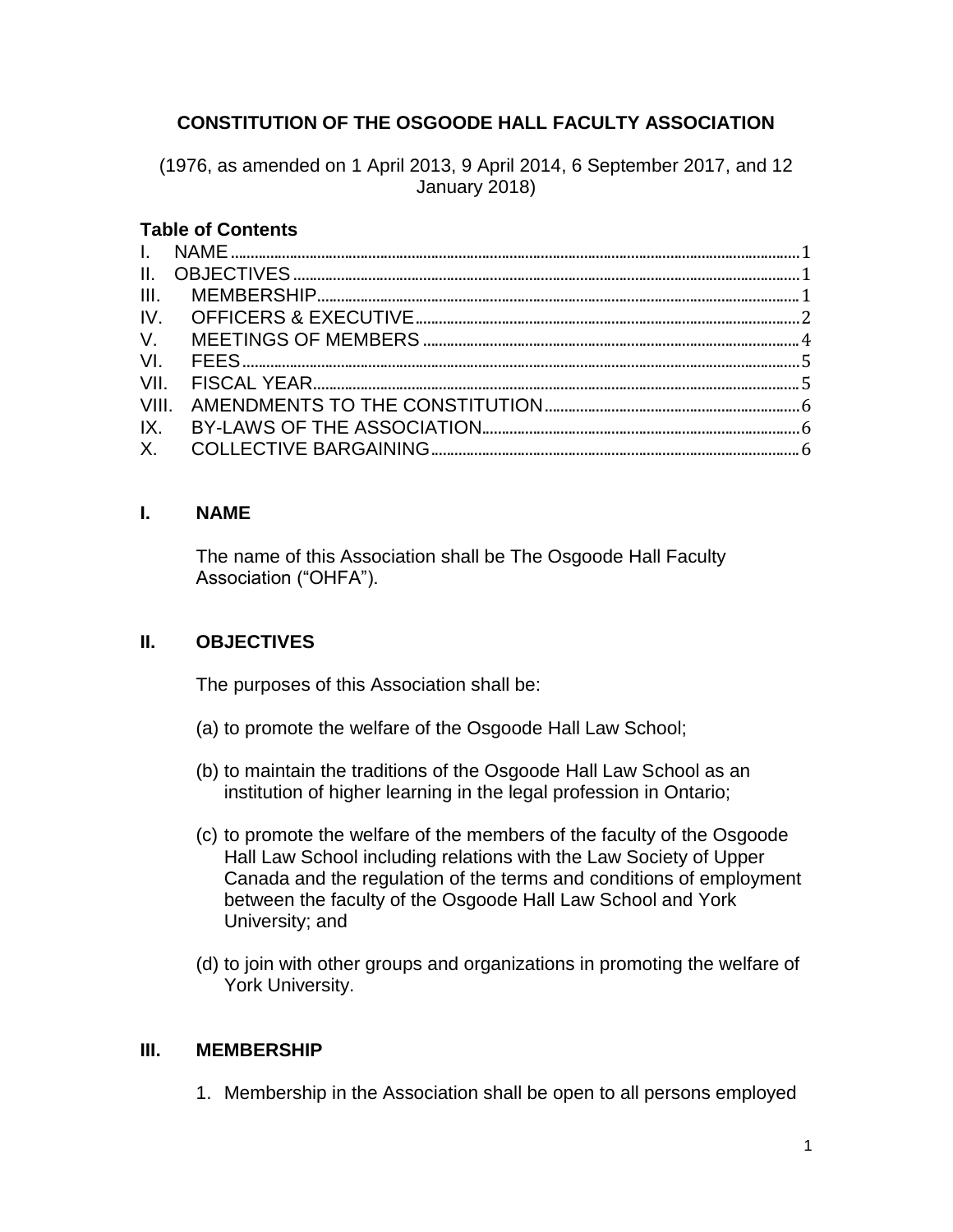# CONSTITUTION OF THE OSGOODE HALL FACULTY ASSOCIATION

(1976, as amended on 1 April 2013, 9 April 2014, 6 September 2017, and 12 January 2018)

**Table of Contents**

I. NAME ........ 1
II. OBJECTIVES ........ 1
III. MEMBERSHIP ........ 1
IV. OFFICERS & EXECUTIVE ........ 2
V. MEETINGS OF MEMBERS ........ 4
VI. FEES ........ 5
VII. FISCAL YEAR ........ 5
VIII. AMENDMENTS TO THE CONSTITUTION ........ 6
IX. BY-LAWS OF THE ASSOCIATION ........ 6
X. COLLECTIVE BARGAINING ........ 6

## I. NAME

The name of this Association shall be The Osgoode Hall Faculty Association ("OHFA").

## II. OBJECTIVES

The purposes of this Association shall be:

(a) to promote the welfare of the Osgoode Hall Law School;

(b) to maintain the traditions of the Osgoode Hall Law School as an institution of higher learning in the legal profession in Ontario;

(c) to promote the welfare of the members of the faculty of the Osgoode Hall Law School including relations with the Law Society of Upper Canada and the regulation of the terms and conditions of employment between the faculty of the Osgoode Hall Law School and York University; and

(d) to join with other groups and organizations in promoting the welfare of York University.

## III. MEMBERSHIP

1. Membership in the Association shall be open to all persons employed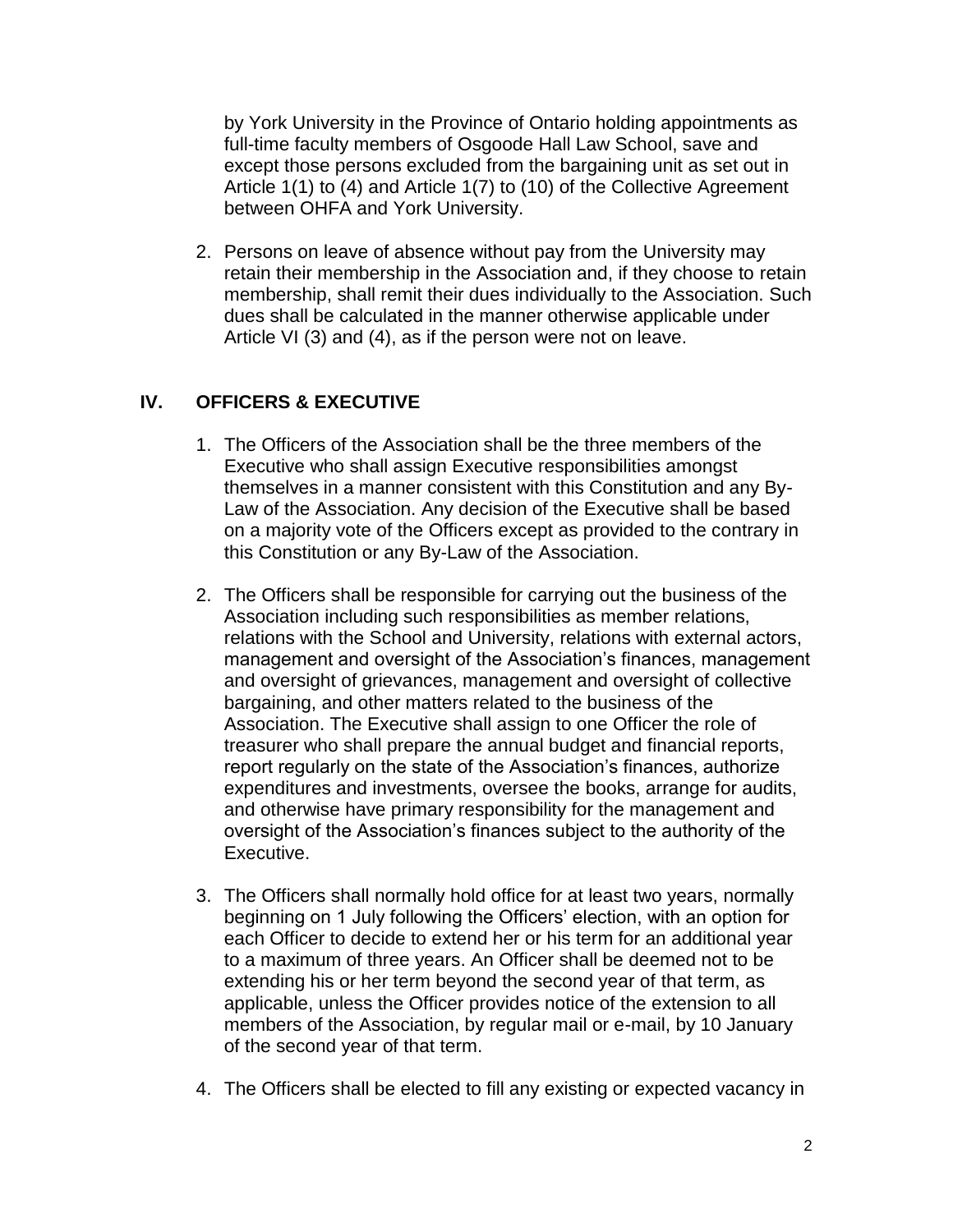by York University in the Province of Ontario holding appointments as full-time faculty members of Osgoode Hall Law School, save and except those persons excluded from the bargaining unit as set out in Article 1(1) to (4) and Article 1(7) to (10) of the Collective Agreement between OHFA and York University.

2. Persons on leave of absence without pay from the University may retain their membership in the Association and, if they choose to retain membership, shall remit their dues individually to the Association. Such dues shall be calculated in the manner otherwise applicable under Article VI (3) and (4), as if the person were not on leave.

## IV. OFFICERS & EXECUTIVE

1. The Officers of the Association shall be the three members of the Executive who shall assign Executive responsibilities amongst themselves in a manner consistent with this Constitution and any By-Law of the Association. Any decision of the Executive shall be based on a majority vote of the Officers except as provided to the contrary in this Constitution or any By-Law of the Association.

2. The Officers shall be responsible for carrying out the business of the Association including such responsibilities as member relations, relations with the School and University, relations with external actors, management and oversight of the Association's finances, management and oversight of grievances, management and oversight of collective bargaining, and other matters related to the business of the Association. The Executive shall assign to one Officer the role of treasurer who shall prepare the annual budget and financial reports, report regularly on the state of the Association's finances, authorize expenditures and investments, oversee the books, arrange for audits, and otherwise have primary responsibility for the management and oversight of the Association's finances subject to the authority of the Executive.

3. The Officers shall normally hold office for at least two years, normally beginning on 1 July following the Officers' election, with an option for each Officer to decide to extend her or his term for an additional year to a maximum of three years. An Officer shall be deemed not to be extending his or her term beyond the second year of that term, as applicable, unless the Officer provides notice of the extension to all members of the Association, by regular mail or e-mail, by 10 January of the second year of that term.

4. The Officers shall be elected to fill any existing or expected vacancy in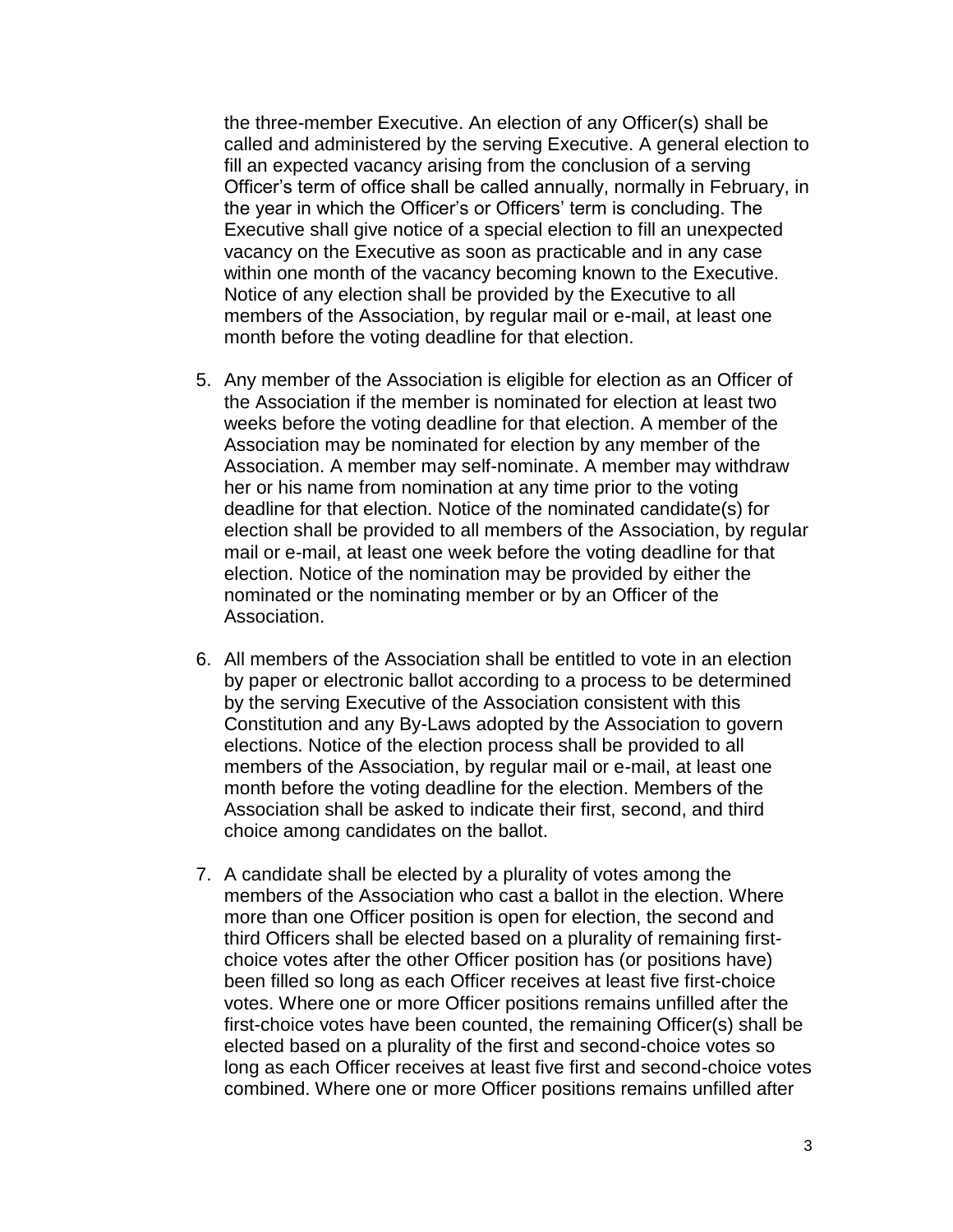the three-member Executive. An election of any Officer(s) shall be called and administered by the serving Executive. A general election to fill an expected vacancy arising from the conclusion of a serving Officer's term of office shall be called annually, normally in February, in the year in which the Officer's or Officers' term is concluding. The Executive shall give notice of a special election to fill an unexpected vacancy on the Executive as soon as practicable and in any case within one month of the vacancy becoming known to the Executive. Notice of any election shall be provided by the Executive to all members of the Association, by regular mail or e-mail, at least one month before the voting deadline for that election.

5. Any member of the Association is eligible for election as an Officer of the Association if the member is nominated for election at least two weeks before the voting deadline for that election. A member of the Association may be nominated for election by any member of the Association. A member may self-nominate. A member may withdraw her or his name from nomination at any time prior to the voting deadline for that election. Notice of the nominated candidate(s) for election shall be provided to all members of the Association, by regular mail or e-mail, at least one week before the voting deadline for that election. Notice of the nomination may be provided by either the nominated or the nominating member or by an Officer of the Association.

6. All members of the Association shall be entitled to vote in an election by paper or electronic ballot according to a process to be determined by the serving Executive of the Association consistent with this Constitution and any By-Laws adopted by the Association to govern elections. Notice of the election process shall be provided to all members of the Association, by regular mail or e-mail, at least one month before the voting deadline for the election. Members of the Association shall be asked to indicate their first, second, and third choice among candidates on the ballot.

7. A candidate shall be elected by a plurality of votes among the members of the Association who cast a ballot in the election. Where more than one Officer position is open for election, the second and third Officers shall be elected based on a plurality of remaining first-choice votes after the other Officer position has (or positions have) been filled so long as each Officer receives at least five first-choice votes. Where one or more Officer positions remains unfilled after the first-choice votes have been counted, the remaining Officer(s) shall be elected based on a plurality of the first and second-choice votes so long as each Officer receives at least five first and second-choice votes combined. Where one or more Officer positions remains unfilled after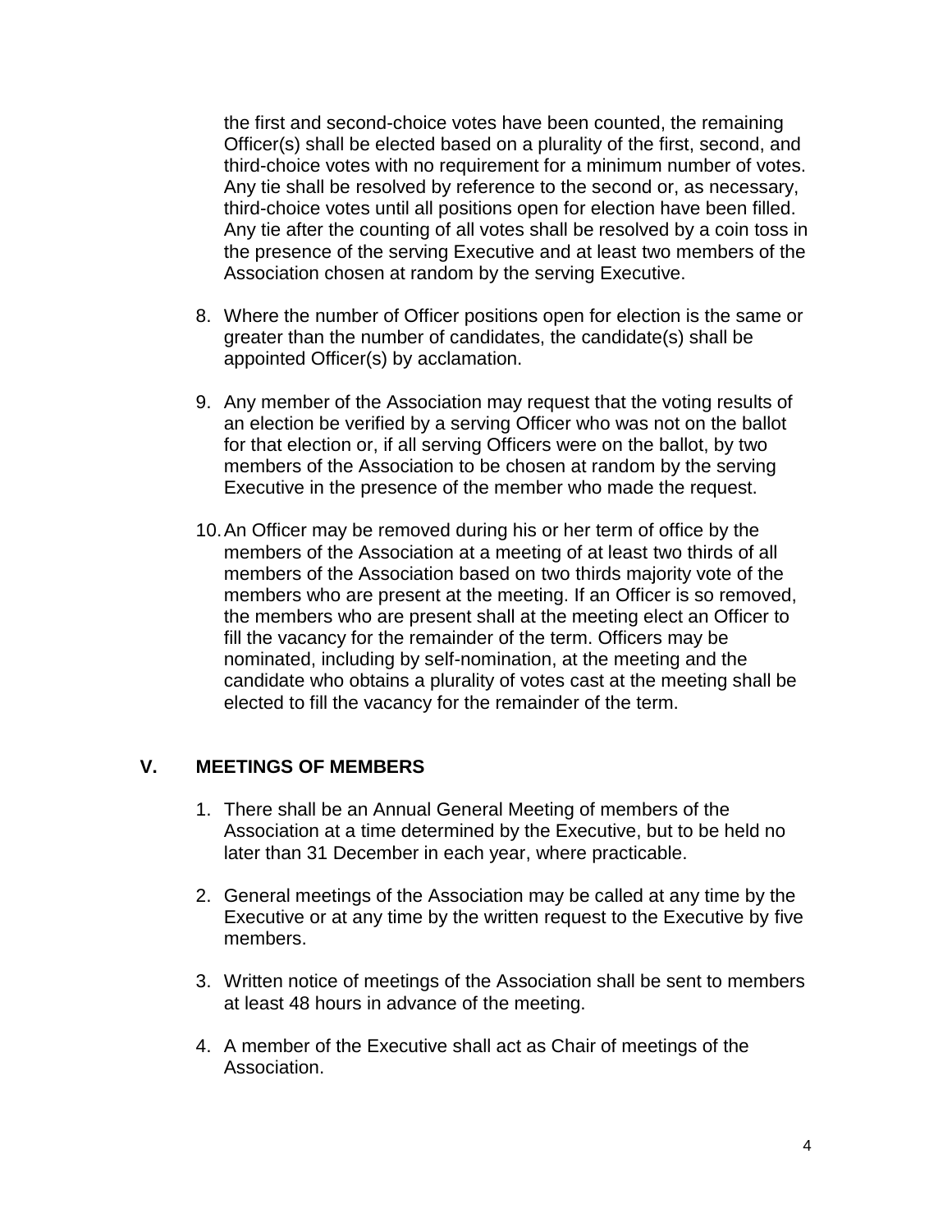the first and second-choice votes have been counted, the remaining Officer(s) shall be elected based on a plurality of the first, second, and third-choice votes with no requirement for a minimum number of votes. Any tie shall be resolved by reference to the second or, as necessary, third-choice votes until all positions open for election have been filled. Any tie after the counting of all votes shall be resolved by a coin toss in the presence of the serving Executive and at least two members of the Association chosen at random by the serving Executive.

8. Where the number of Officer positions open for election is the same or greater than the number of candidates, the candidate(s) shall be appointed Officer(s) by acclamation.

9. Any member of the Association may request that the voting results of an election be verified by a serving Officer who was not on the ballot for that election or, if all serving Officers were on the ballot, by two members of the Association to be chosen at random by the serving Executive in the presence of the member who made the request.

10. An Officer may be removed during his or her term of office by the members of the Association at a meeting of at least two thirds of all members of the Association based on two thirds majority vote of the members who are present at the meeting. If an Officer is so removed, the members who are present shall at the meeting elect an Officer to fill the vacancy for the remainder of the term. Officers may be nominated, including by self-nomination, at the meeting and the candidate who obtains a plurality of votes cast at the meeting shall be elected to fill the vacancy for the remainder of the term.

## V. MEETINGS OF MEMBERS

1. There shall be an Annual General Meeting of members of the Association at a time determined by the Executive, but to be held no later than 31 December in each year, where practicable.

2. General meetings of the Association may be called at any time by the Executive or at any time by the written request to the Executive by five members.

3. Written notice of meetings of the Association shall be sent to members at least 48 hours in advance of the meeting.

4. A member of the Executive shall act as Chair of meetings of the Association.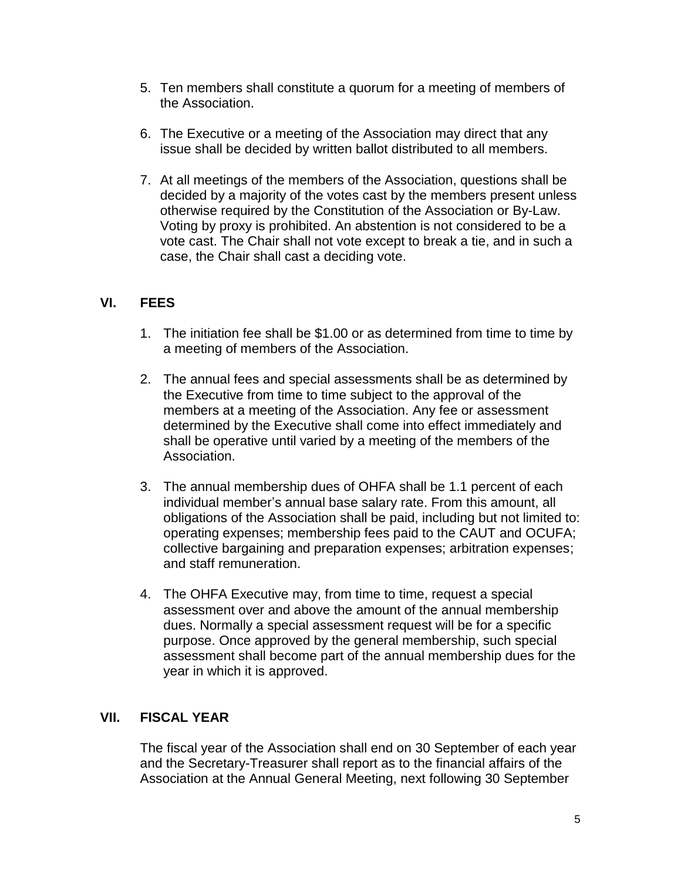5. Ten members shall constitute a quorum for a meeting of members of the Association.

6. The Executive or a meeting of the Association may direct that any issue shall be decided by written ballot distributed to all members.

7. At all meetings of the members of the Association, questions shall be decided by a majority of the votes cast by the members present unless otherwise required by the Constitution of the Association or By-Law. Voting by proxy is prohibited. An abstention is not considered to be a vote cast. The Chair shall not vote except to break a tie, and in such a case, the Chair shall cast a deciding vote.

## VI. FEES

1. The initiation fee shall be $1.00 or as determined from time to time by a meeting of members of the Association.

2. The annual fees and special assessments shall be as determined by the Executive from time to time subject to the approval of the members at a meeting of the Association. Any fee or assessment determined by the Executive shall come into effect immediately and shall be operative until varied by a meeting of the members of the Association.

3. The annual membership dues of OHFA shall be 1.1 percent of each individual member's annual base salary rate. From this amount, all obligations of the Association shall be paid, including but not limited to: operating expenses; membership fees paid to the CAUT and OCUFA; collective bargaining and preparation expenses; arbitration expenses; and staff remuneration.

4. The OHFA Executive may, from time to time, request a special assessment over and above the amount of the annual membership dues. Normally a special assessment request will be for a specific purpose. Once approved by the general membership, such special assessment shall become part of the annual membership dues for the year in which it is approved.

## VII. FISCAL YEAR

The fiscal year of the Association shall end on 30 September of each year and the Secretary-Treasurer shall report as to the financial affairs of the Association at the Annual General Meeting, next following 30 September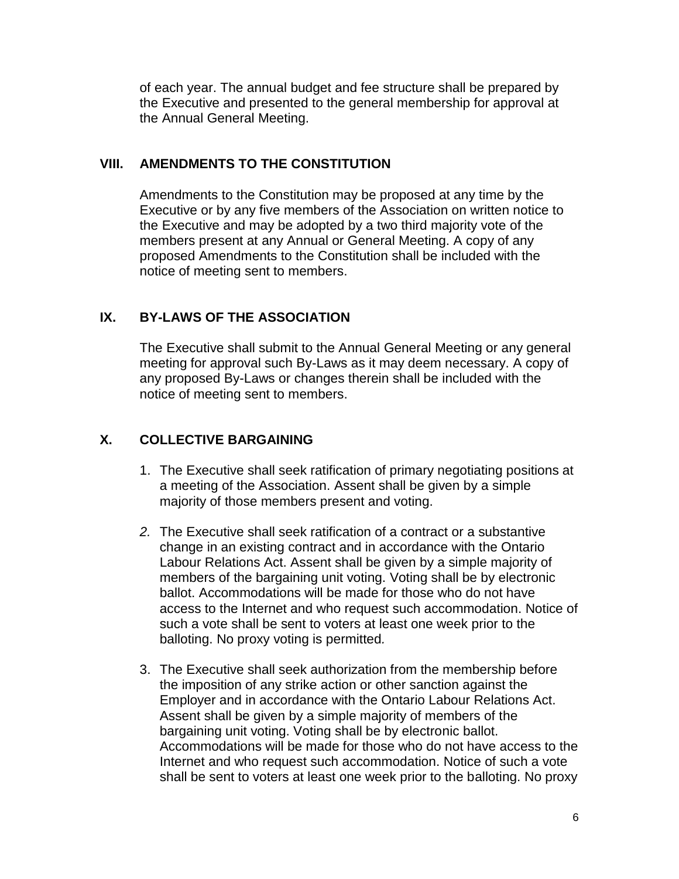of each year. The annual budget and fee structure shall be prepared by the Executive and presented to the general membership for approval at the Annual General Meeting.

## VIII. AMENDMENTS TO THE CONSTITUTION

Amendments to the Constitution may be proposed at any time by the Executive or by any five members of the Association on written notice to the Executive and may be adopted by a two third majority vote of the members present at any Annual or General Meeting. A copy of any proposed Amendments to the Constitution shall be included with the notice of meeting sent to members.

## IX. BY-LAWS OF THE ASSOCIATION

The Executive shall submit to the Annual General Meeting or any general meeting for approval such By-Laws as it may deem necessary. A copy of any proposed By-Laws or changes therein shall be included with the notice of meeting sent to members.

## X. COLLECTIVE BARGAINING

1. The Executive shall seek ratification of primary negotiating positions at a meeting of the Association. Assent shall be given by a simple majority of those members present and voting.

2. The Executive shall seek ratification of a contract or a substantive change in an existing contract and in accordance with the Ontario Labour Relations Act. Assent shall be given by a simple majority of members of the bargaining unit voting. Voting shall be by electronic ballot. Accommodations will be made for those who do not have access to the Internet and who request such accommodation. Notice of such a vote shall be sent to voters at least one week prior to the balloting. No proxy voting is permitted.

3. The Executive shall seek authorization from the membership before the imposition of any strike action or other sanction against the Employer and in accordance with the Ontario Labour Relations Act. Assent shall be given by a simple majority of members of the bargaining unit voting. Voting shall be by electronic ballot. Accommodations will be made for those who do not have access to the Internet and who request such accommodation. Notice of such a vote shall be sent to voters at least one week prior to the balloting. No proxy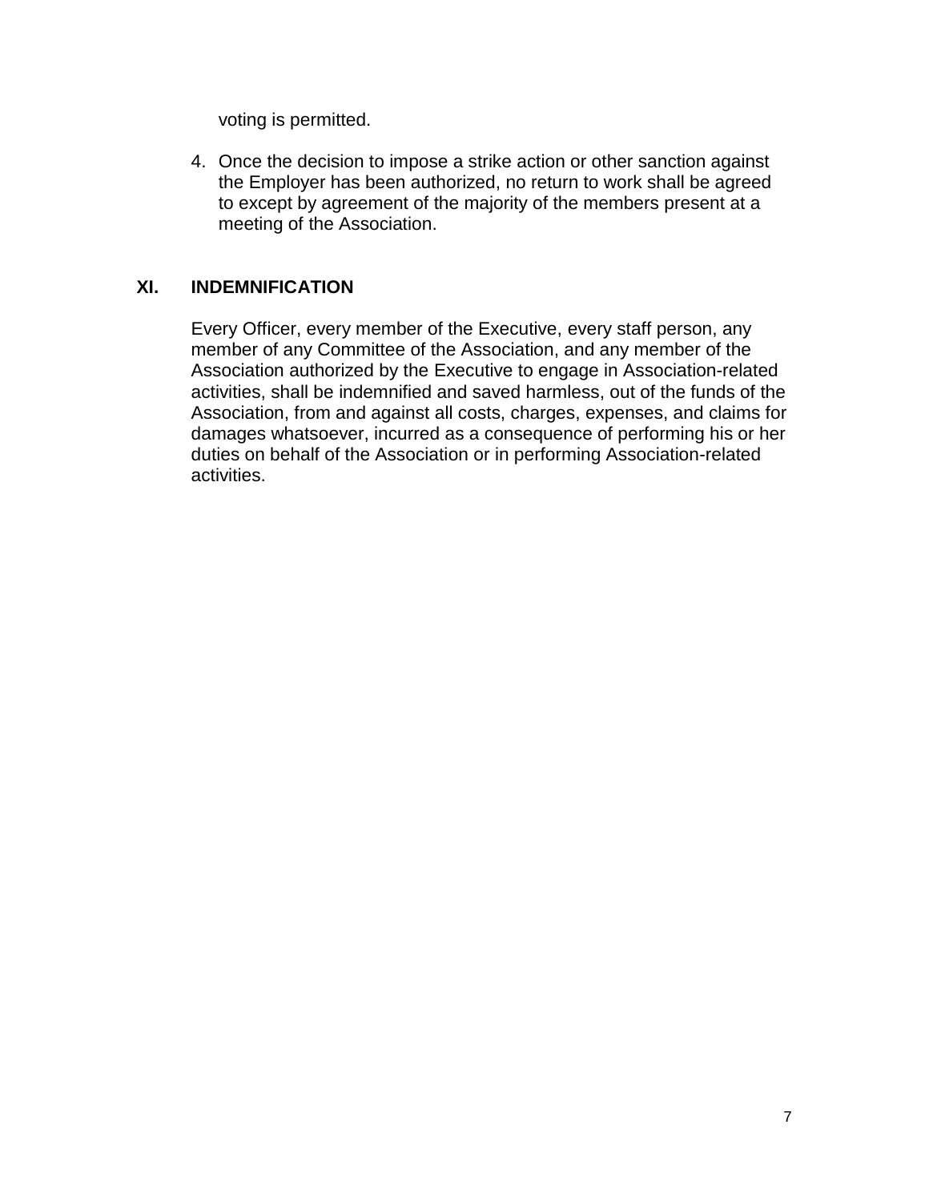voting is permitted.

4. Once the decision to impose a strike action or other sanction against the Employer has been authorized, no return to work shall be agreed to except by agreement of the majority of the members present at a meeting of the Association.

## XI. INDEMNIFICATION

Every Officer, every member of the Executive, every staff person, any member of any Committee of the Association, and any member of the Association authorized by the Executive to engage in Association-related activities, shall be indemnified and saved harmless, out of the funds of the Association, from and against all costs, charges, expenses, and claims for damages whatsoever, incurred as a consequence of performing his or her duties on behalf of the Association or in performing Association-related activities.